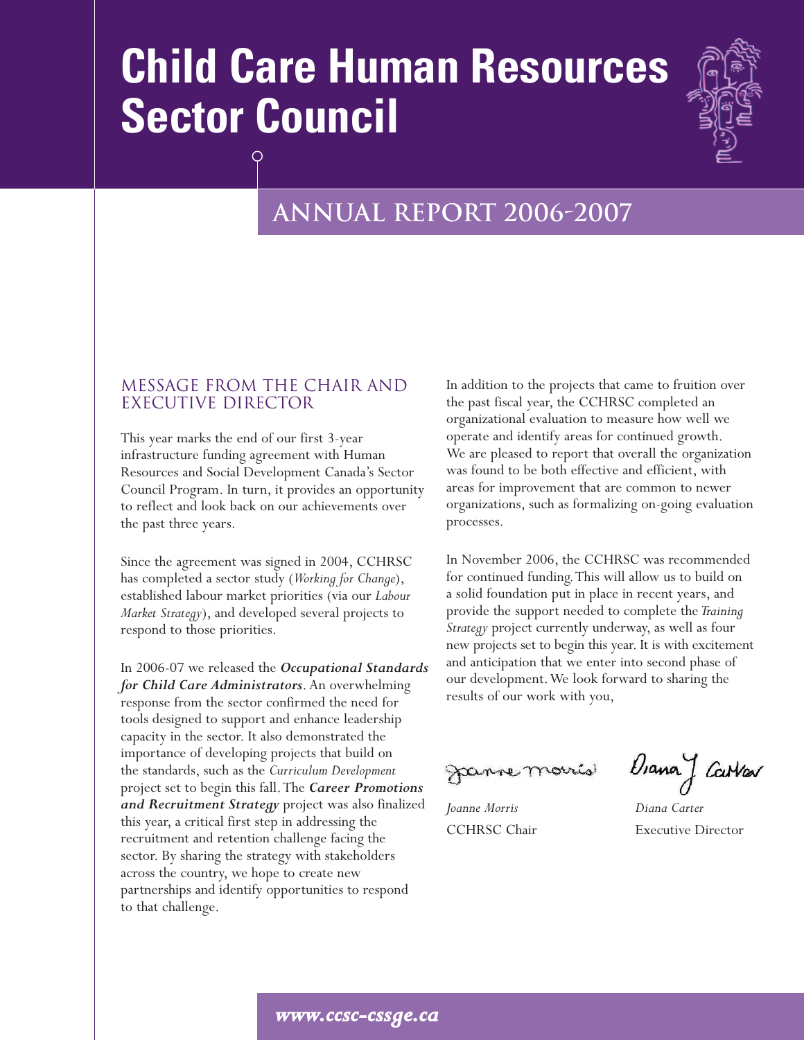# Child Care Human Resources Sector Council

## ANNUAL REPORT 2006-2007

### MESSAGE FROM THE CHAIR AND EXECUTIVE DIRECTOR

This year marks the end of our first 3-year infrastructure funding agreement with Human Resources and Social Development Canada's Sector Council Program. In turn, it provides an opportunity to reflect and look back on our achievements over the past three years.

Since the agreement was signed in 2004, CCHRSC has completed a sector study (*Working for Change*), established labour market priorities (via our *Labour Market Strategy*), and developed several projects to respond to those priorities.

In 2006-07 we released the ***Occupational Standards for Child Care Administrators***. An overwhelming response from the sector confirmed the need for tools designed to support and enhance leadership capacity in the sector. It also demonstrated the importance of developing projects that build on the standards, such as the *Curriculum Development* project set to begin this fall. The ***Career Promotions and Recruitment Strategy*** project was also finalized this year, a critical first step in addressing the recruitment and retention challenge facing the sector. By sharing the strategy with stakeholders across the country, we hope to create new partnerships and identify opportunities to respond to that challenge.

In addition to the projects that came to fruition over the past fiscal year, the CCHRSC completed an organizational evaluation to measure how well we operate and identify areas for continued growth. We are pleased to report that overall the organization was found to be both effective and efficient, with areas for improvement that are common to newer organizations, such as formalizing on-going evaluation processes.

In November 2006, the CCHRSC was recommended for continued funding. This will allow us to build on a solid foundation put in place in recent years, and provide the support needed to complete the *Training Strategy* project currently underway, as well as four new projects set to begin this year. It is with excitement and anticipation that we enter into second phase of our development. We look forward to sharing the results of our work with you,

*Joanne Morris*
CCHRSC Chair

*Diana Carter*
Executive Director

***www.ccsc-cssge.ca***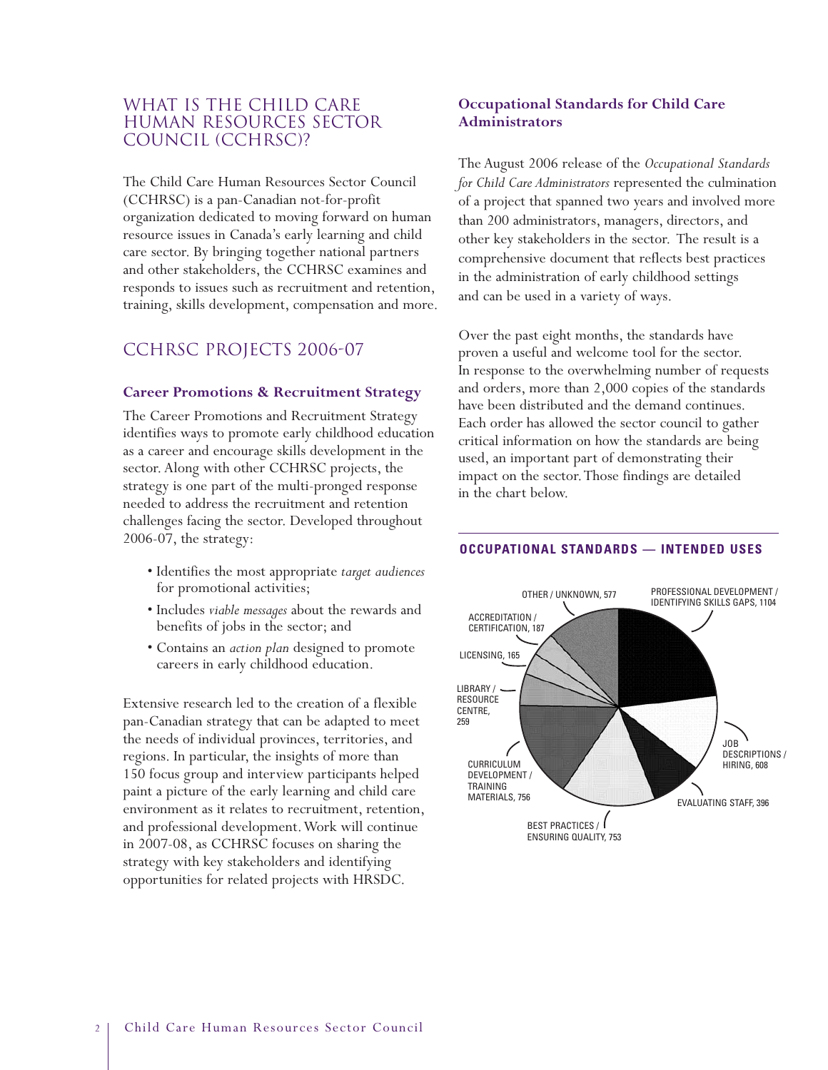## WHAT IS THE CHILD CARE HUMAN RESOURCES SECTOR COUNCIL (CCHRSC)?

The Child Care Human Resources Sector Council (CCHRSC) is a pan-Canadian not-for-profit organization dedicated to moving forward on human resource issues in Canada's early learning and child care sector. By bringing together national partners and other stakeholders, the CCHRSC examines and responds to issues such as recruitment and retention, training, skills development, compensation and more.

## CCHRSC PROJECTS 2006-07

### Career Promotions & Recruitment Strategy

The Career Promotions and Recruitment Strategy identifies ways to promote early childhood education as a career and encourage skills development in the sector. Along with other CCHRSC projects, the strategy is one part of the multi-pronged response needed to address the recruitment and retention challenges facing the sector. Developed throughout 2006-07, the strategy:

- Identifies the most appropriate *target audiences* for promotional activities;
- Includes *viable messages* about the rewards and benefits of jobs in the sector; and
- Contains an *action plan* designed to promote careers in early childhood education.

Extensive research led to the creation of a flexible pan-Canadian strategy that can be adapted to meet the needs of individual provinces, territories, and regions. In particular, the insights of more than 150 focus group and interview participants helped paint a picture of the early learning and child care environment as it relates to recruitment, retention, and professional development. Work will continue in 2007-08, as CCHRSC focuses on sharing the strategy with key stakeholders and identifying opportunities for related projects with HRSDC.

### Occupational Standards for Child Care Administrators

The August 2006 release of the *Occupational Standards for Child Care Administrators* represented the culmination of a project that spanned two years and involved more than 200 administrators, managers, directors, and other key stakeholders in the sector. The result is a comprehensive document that reflects best practices in the administration of early childhood settings and can be used in a variety of ways.

Over the past eight months, the standards have proven a useful and welcome tool for the sector. In response to the overwhelming number of requests and orders, more than 2,000 copies of the standards have been distributed and the demand continues. Each order has allowed the sector council to gather critical information on how the standards are being used, an important part of demonstrating their impact on the sector. Those findings are detailed in the chart below.

**OCCUPATIONAL STANDARDS — INTENDED USES**

| Intended Use | Number |
|---|---|
| Professional Development / Identifying Skills Gaps | 1104 |
| Job Descriptions / Hiring | 608 |
| Evaluating Staff | 396 |
| Best Practices / Ensuring Quality | 753 |
| Curriculum Development / Training Materials | 756 |
| Library / Resource Centre | 259 |
| Licensing | 165 |
| Accreditation / Certification | 187 |
| Other / Unknown | 577 |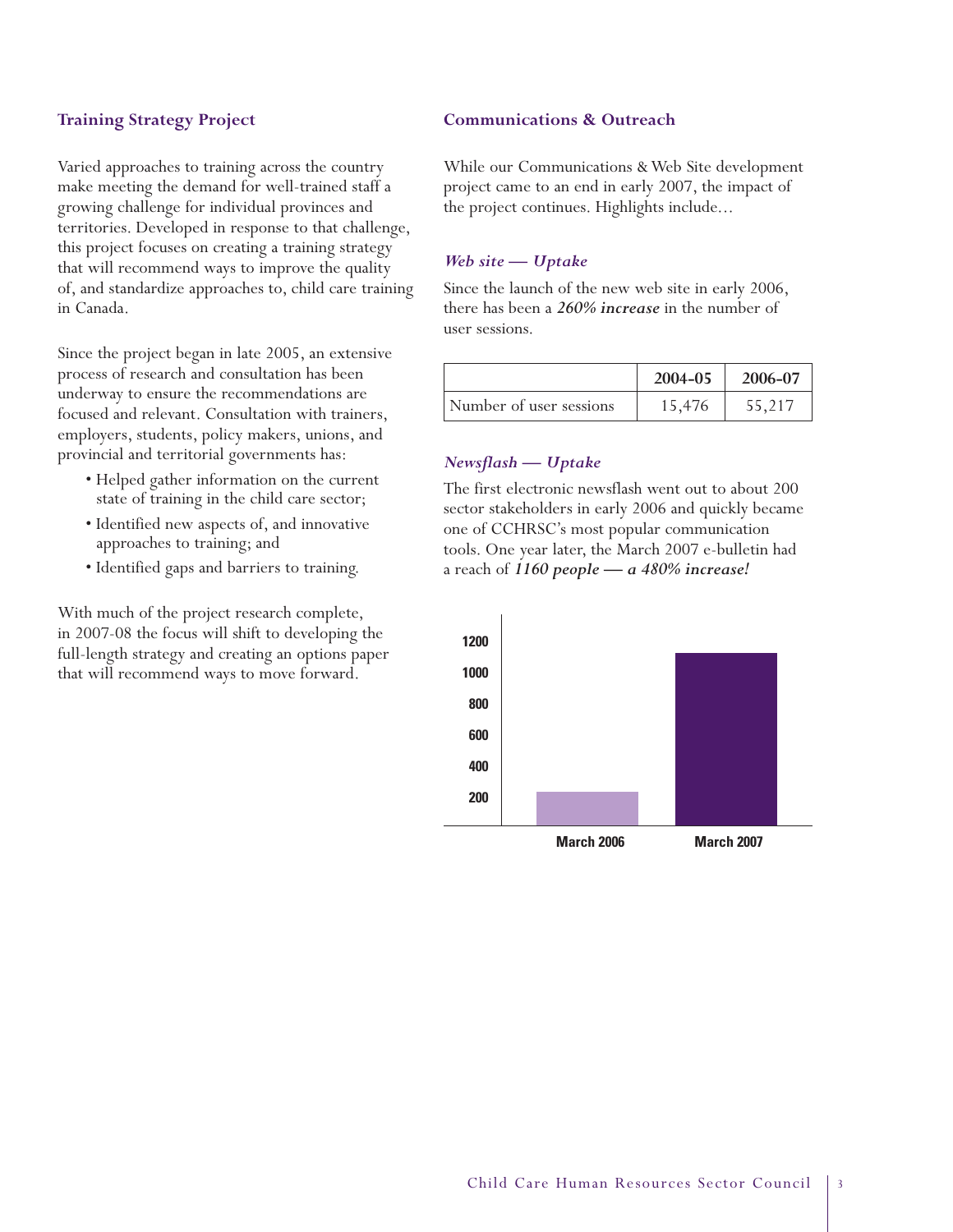### Training Strategy Project

Varied approaches to training across the country make meeting the demand for well-trained staff a growing challenge for individual provinces and territories. Developed in response to that challenge, this project focuses on creating a training strategy that will recommend ways to improve the quality of, and standardize approaches to, child care training in Canada.

Since the project began in late 2005, an extensive process of research and consultation has been underway to ensure the recommendations are focused and relevant. Consultation with trainers, employers, students, policy makers, unions, and provincial and territorial governments has:

- Helped gather information on the current state of training in the child care sector;
- Identified new aspects of, and innovative approaches to training; and
- Identified gaps and barriers to training.

With much of the project research complete, in 2007-08 the focus will shift to developing the full-length strategy and creating an options paper that will recommend ways to move forward.

### Communications & Outreach

While our Communications & Web Site development project came to an end in early 2007, the impact of the project continues. Highlights include...

#### *Web site — Uptake*

Since the launch of the new web site in early 2006, there has been a ***260% increase*** in the number of user sessions.

| | 2004-05 | 2006-07 |
|---|---|---|
| Number of user sessions | 15,476 | 55,217 |

#### *Newsflash — Uptake*

The first electronic newsflash went out to about 200 sector stakeholders in early 2006 and quickly became one of CCHRSC's most popular communication tools. One year later, the March 2007 e-bulletin had a reach of ***1160 people — a 480% increase!***

| | March 2006 | March 2007 |
|---|---|---|
| Reach | ~200 | ~1160 |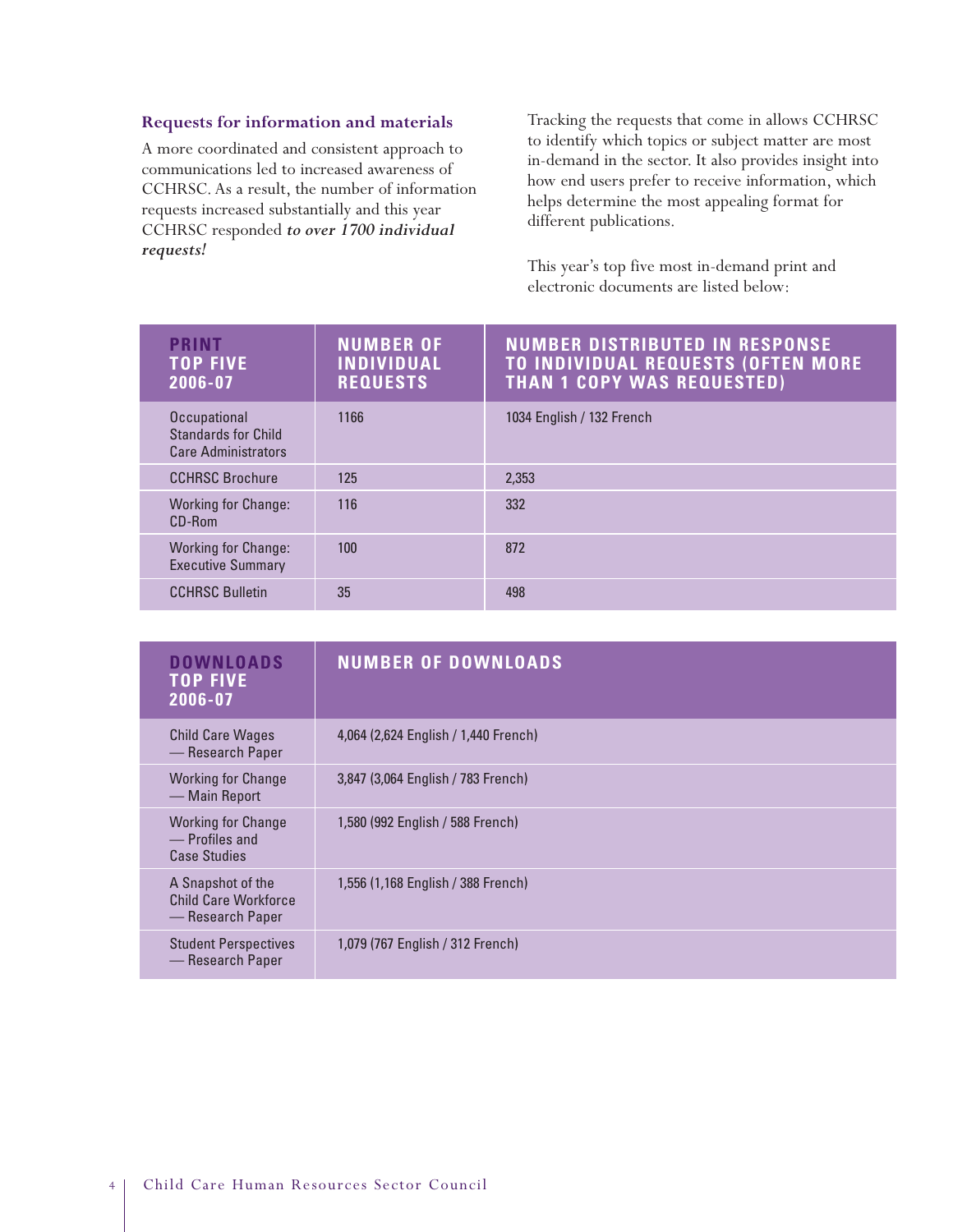### Requests for information and materials

A more coordinated and consistent approach to communications led to increased awareness of CCHRSC. As a result, the number of information requests increased substantially and this year CCHRSC responded ***to over 1700 individual requests!***

Tracking the requests that come in allows CCHRSC to identify which topics or subject matter are most in-demand in the sector. It also provides insight into how end users prefer to receive information, which helps determine the most appealing format for different publications.

This year's top five most in-demand print and electronic documents are listed below:

| PRINT TOP FIVE 2006-07 | NUMBER OF INDIVIDUAL REQUESTS | NUMBER DISTRIBUTED IN RESPONSE TO INDIVIDUAL REQUESTS (OFTEN MORE THAN 1 COPY WAS REQUESTED) |
|---|---|---|
| Occupational Standards for Child Care Administrators | 1166 | 1034 English / 132 French |
| CCHRSC Brochure | 125 | 2,353 |
| Working for Change: CD-Rom | 116 | 332 |
| Working for Change: Executive Summary | 100 | 872 |
| CCHRSC Bulletin | 35 | 498 |

| DOWNLOADS TOP FIVE 2006-07 | NUMBER OF DOWNLOADS |
|---|---|
| Child Care Wages — Research Paper | 4,064 (2,624 English / 1,440 French) |
| Working for Change — Main Report | 3,847 (3,064 English / 783 French) |
| Working for Change — Profiles and Case Studies | 1,580 (992 English / 588 French) |
| A Snapshot of the Child Care Workforce — Research Paper | 1,556 (1,168 English / 388 French) |
| Student Perspectives — Research Paper | 1,079 (767 English / 312 French) |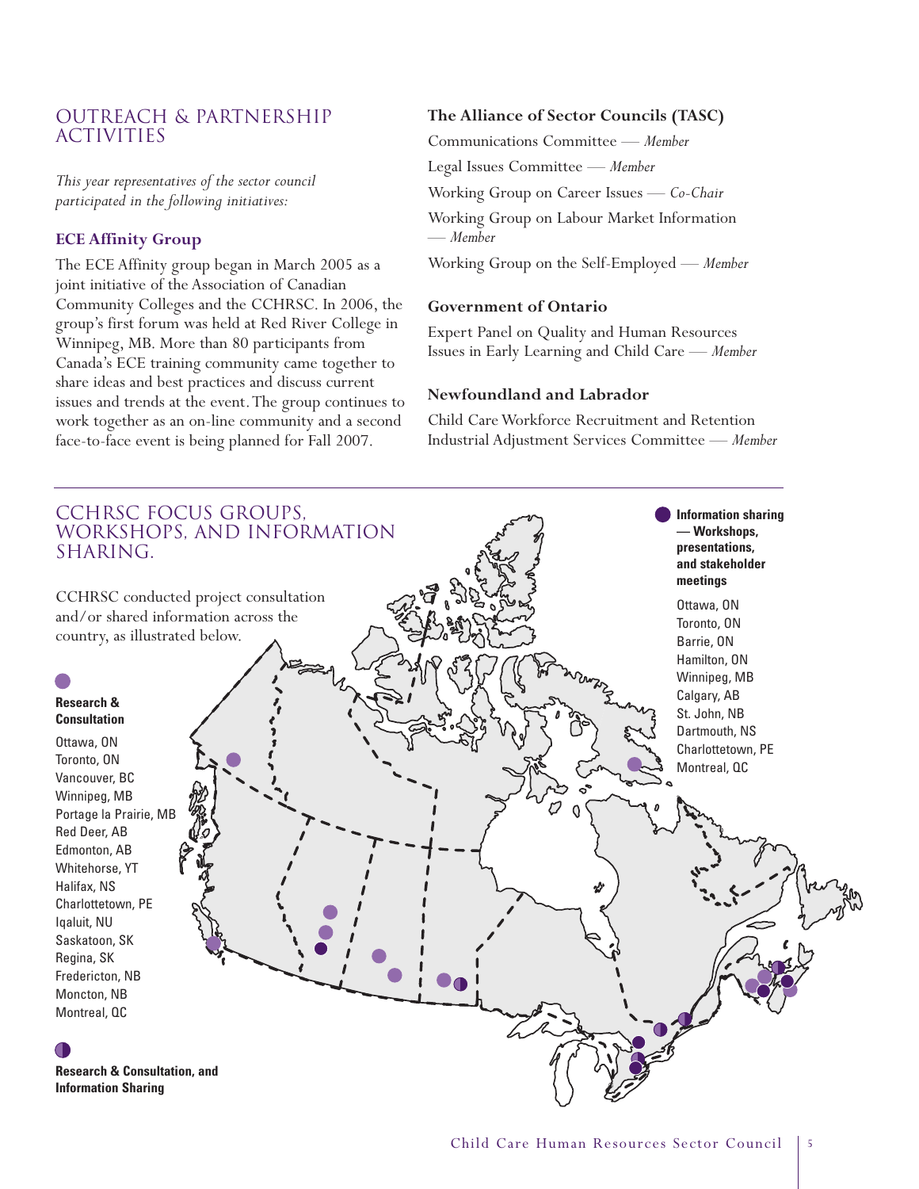## OUTREACH & PARTNERSHIP ACTIVITIES

*This year representatives of the sector council participated in the following initiatives:*

### ECE Affinity Group

The ECE Affinity group began in March 2005 as a joint initiative of the Association of Canadian Community Colleges and the CCHRSC. In 2006, the group's first forum was held at Red River College in Winnipeg, MB. More than 80 participants from Canada's ECE training community came together to share ideas and best practices and discuss current issues and trends at the event. The group continues to work together as an on-line community and a second face-to-face event is being planned for Fall 2007.

### The Alliance of Sector Councils (TASC)

Communications Committee — *Member*

Legal Issues Committee — *Member*

Working Group on Career Issues — *Co-Chair*

Working Group on Labour Market Information — *Member*

Working Group on the Self-Employed — *Member*

### Government of Ontario

Expert Panel on Quality and Human Resources Issues in Early Learning and Child Care — *Member*

### Newfoundland and Labrador

Child Care Workforce Recruitment and Retention Industrial Adjustment Services Committee — *Member*

## CCHRSC FOCUS GROUPS, WORKSHOPS, AND INFORMATION SHARING.

CCHRSC conducted project consultation and/or shared information across the country, as illustrated below.

**Research & Consultation**

Ottawa, ON
Toronto, ON
Vancouver, BC
Winnipeg, MB
Portage la Prairie, MB
Red Deer, AB
Edmonton, AB
Whitehorse, YT
Halifax, NS
Charlottetown, PE
Iqaluit, NU
Saskatoon, SK
Regina, SK
Fredericton, NB
Moncton, NB
Montreal, QC

**Research & Consultation, and Information Sharing**

**Information sharing — Workshops, presentations, and stakeholder meetings**

Ottawa, ON
Toronto, ON
Barrie, ON
Hamilton, ON
Winnipeg, MB
Calgary, AB
St. John, NB
Dartmouth, NS
Charlottetown, PE
Montreal, QC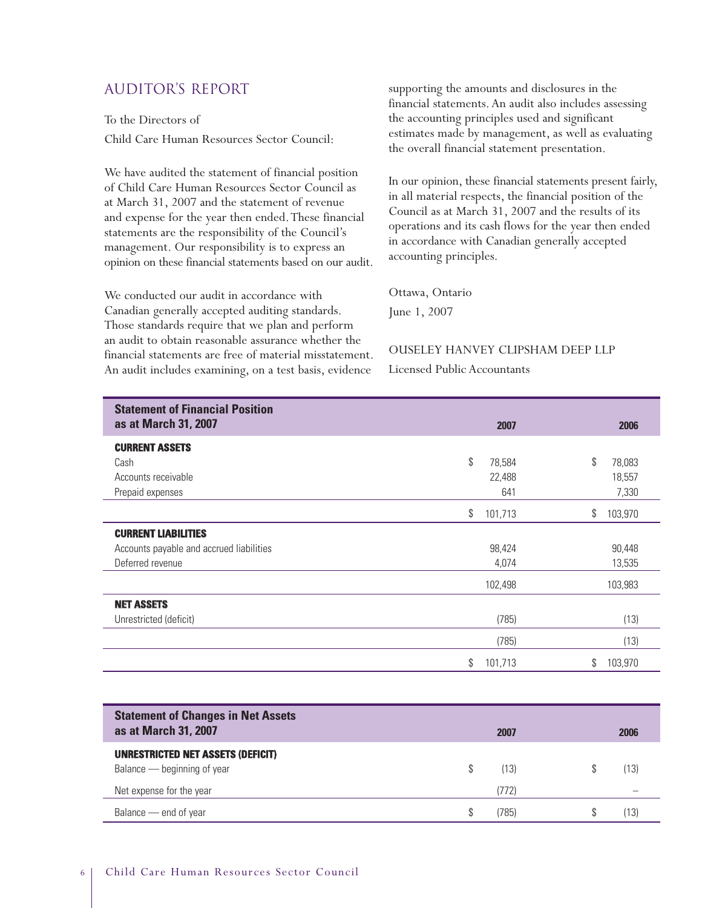## AUDITOR'S REPORT

To the Directors of

Child Care Human Resources Sector Council:

We have audited the statement of financial position of Child Care Human Resources Sector Council as at March 31, 2007 and the statement of revenue and expense for the year then ended. These financial statements are the responsibility of the Council's management. Our responsibility is to express an opinion on these financial statements based on our audit.

We conducted our audit in accordance with Canadian generally accepted auditing standards. Those standards require that we plan and perform an audit to obtain reasonable assurance whether the financial statements are free of material misstatement. An audit includes examining, on a test basis, evidence supporting the amounts and disclosures in the financial statements. An audit also includes assessing the accounting principles used and significant estimates made by management, as well as evaluating the overall financial statement presentation.

In our opinion, these financial statements present fairly, in all material respects, the financial position of the Council as at March 31, 2007 and the results of its operations and its cash flows for the year then ended in accordance with Canadian generally accepted accounting principles.

Ottawa, Ontario

June 1, 2007

OUSELEY HANVEY CLIPSHAM DEEP LLP

Licensed Public Accountants

| **Statement of Financial Position as at March 31, 2007** | **2007** | **2006** |
|---|---|---|
| **CURRENT ASSETS** | | |
| Cash | $ 78,584 | $ 78,083 |
| Accounts receivable | 22,488 | 18,557 |
| Prepaid expenses | 641 | 7,330 |
| | $ 101,713 | $ 103,970 |
| **CURRENT LIABILITIES** | | |
| Accounts payable and accrued liabilities | 98,424 | 90,448 |
| Deferred revenue | 4,074 | 13,535 |
| | 102,498 | 103,983 |
| **NET ASSETS** | | |
| Unrestricted (deficit) | (785) | (13) |
| | (785) | (13) |
| | $ 101,713 | $ 103,970 |

| **Statement of Changes in Net Assets as at March 31, 2007** | **2007** | **2006** |
|---|---|---|
| **UNRESTRICTED NET ASSETS (DEFICIT)** | | |
| Balance — beginning of year | $ (13) | $ (13) |
| Net expense for the year | (772) | – |
| Balance — end of year | $ (785) | $ (13) |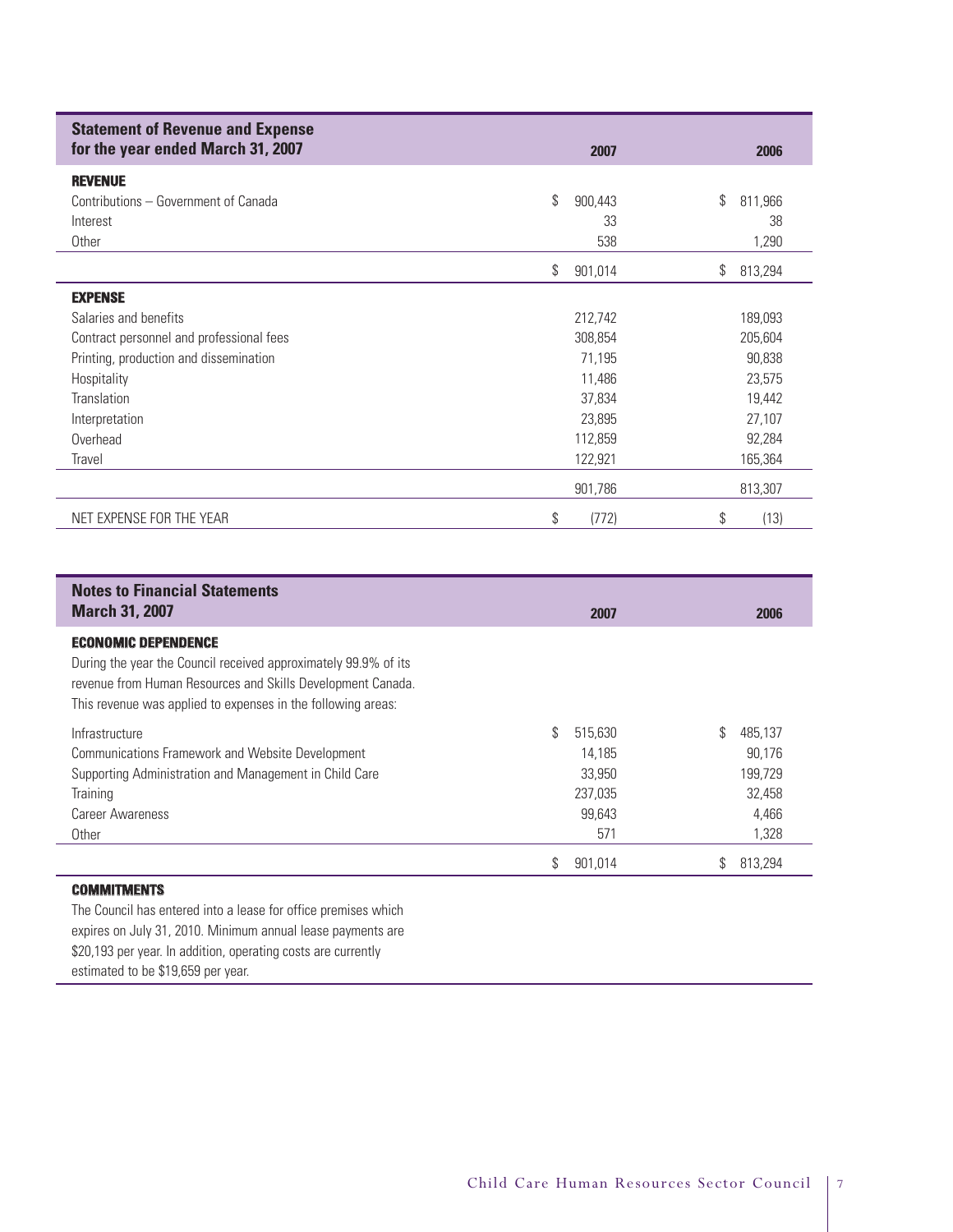## Statement of Revenue and Expense for the year ended March 31, 2007

| | 2007 | 2006 |
|---|---|---|
| **REVENUE** | | |
| Contributions – Government of Canada | $ 900,443 | $ 811,966 |
| Interest | 33 | 38 |
| Other | 538 | 1,290 |
| | $ 901,014 | $ 813,294 |
| **EXPENSE** | | |
| Salaries and benefits | 212,742 | 189,093 |
| Contract personnel and professional fees | 308,854 | 205,604 |
| Printing, production and dissemination | 71,195 | 90,838 |
| Hospitality | 11,486 | 23,575 |
| Translation | 37,834 | 19,442 |
| Interpretation | 23,895 | 27,107 |
| Overhead | 112,859 | 92,284 |
| Travel | 122,921 | 165,364 |
| | 901,786 | 813,307 |
| NET EXPENSE FOR THE YEAR | $ (772) | $ (13) |

## Notes to Financial Statements March 31, 2007

### ECONOMIC DEPENDENCE

During the year the Council received approximately 99.9% of its revenue from Human Resources and Skills Development Canada. This revenue was applied to expenses in the following areas:

| | 2007 | 2006 |
|---|---|---|
| Infrastructure | $ 515,630 | $ 485,137 |
| Communications Framework and Website Development | 14,185 | 90,176 |
| Supporting Administration and Management in Child Care | 33,950 | 199,729 |
| Training | 237,035 | 32,458 |
| Career Awareness | 99,643 | 4,466 |
| Other | 571 | 1,328 |
| | $ 901,014 | $ 813,294 |

### COMMITMENTS

The Council has entered into a lease for office premises which expires on July 31, 2010. Minimum annual lease payments are $20,193 per year. In addition, operating costs are currently estimated to be $19,659 per year.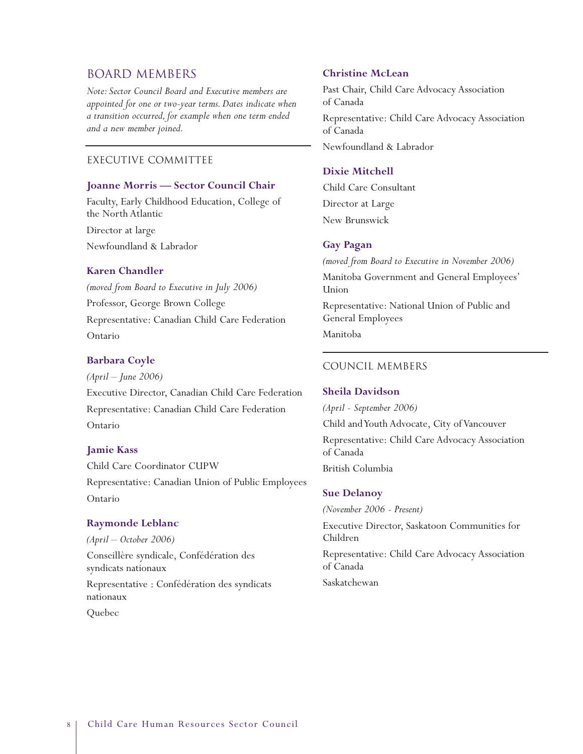## BOARD MEMBERS

*Note: Sector Council Board and Executive members are appointed for one or two-year terms. Dates indicate when a transition occurred, for example when one term ended and a new member joined.*

### EXECUTIVE COMMITTEE

**Joanne Morris — Sector Council Chair**

Faculty, Early Childhood Education, College of the North Atlantic

Director at large

Newfoundland & Labrador

**Karen Chandler**

*(moved from Board to Executive in July 2006)*

Professor, George Brown College

Representative: Canadian Child Care Federation

Ontario

**Barbara Coyle**

*(April – June 2006)*

Executive Director, Canadian Child Care Federation

Representative: Canadian Child Care Federation

Ontario

**Jamie Kass**

Child Care Coordinator CUPW

Representative: Canadian Union of Public Employees

Ontario

**Raymonde Leblanc**

*(April – October 2006)*

Conseillère syndicale, Confédération des syndicats nationaux

Representative : Confédération des syndicats nationaux

Quebec

**Christine McLean**

Past Chair, Child Care Advocacy Association of Canada

Representative: Child Care Advocacy Association of Canada

Newfoundland & Labrador

**Dixie Mitchell**

Child Care Consultant

Director at Large

New Brunswick

**Gay Pagan**

*(moved from Board to Executive in November 2006)*

Manitoba Government and General Employees' Union

Representative: National Union of Public and General Employees

Manitoba

### COUNCIL MEMBERS

**Sheila Davidson**

*(April - September 2006)*

Child and Youth Advocate, City of Vancouver

Representative: Child Care Advocacy Association of Canada

British Columbia

**Sue Delanoy**

*(November 2006 - Present)*

Executive Director, Saskatoon Communities for Children

Representative: Child Care Advocacy Association of Canada

Saskatchewan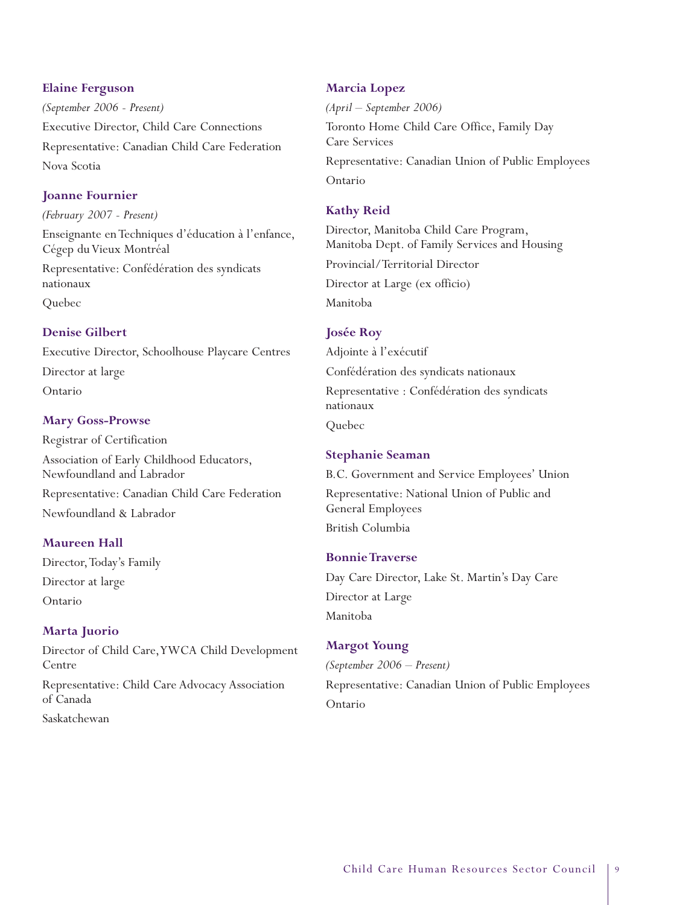**Elaine Ferguson**

*(September 2006 - Present)*

Executive Director, Child Care Connections

Representative: Canadian Child Care Federation

Nova Scotia

**Joanne Fournier**

*(February 2007 - Present)*

Enseignante en Techniques d'éducation à l'enfance, Cégep du Vieux Montréal

Representative: Confédération des syndicats nationaux

Quebec

**Denise Gilbert**

Executive Director, Schoolhouse Playcare Centres

Director at large

Ontario

**Mary Goss-Prowse**

Registrar of Certification

Association of Early Childhood Educators, Newfoundland and Labrador

Representative: Canadian Child Care Federation

Newfoundland & Labrador

**Maureen Hall**

Director, Today's Family

Director at large

Ontario

**Marta Juorio**

Director of Child Care, YWCA Child Development Centre

Representative: Child Care Advocacy Association of Canada

Saskatchewan

**Marcia Lopez**

*(April – September 2006)*

Toronto Home Child Care Office, Family Day Care Services

Representative: Canadian Union of Public Employees

Ontario

**Kathy Reid**

Director, Manitoba Child Care Program, Manitoba Dept. of Family Services and Housing

Provincial/Territorial Director

Director at Large (ex officio)

Manitoba

**Josée Roy**

Adjointe à l'exécutif

Confédération des syndicats nationaux

Representative : Confédération des syndicats nationaux

Quebec

**Stephanie Seaman**

B.C. Government and Service Employees' Union

Representative: National Union of Public and General Employees

British Columbia

**Bonnie Traverse**

Day Care Director, Lake St. Martin's Day Care

Director at Large

Manitoba

**Margot Young**

*(September 2006 – Present)*

Representative: Canadian Union of Public Employees

Ontario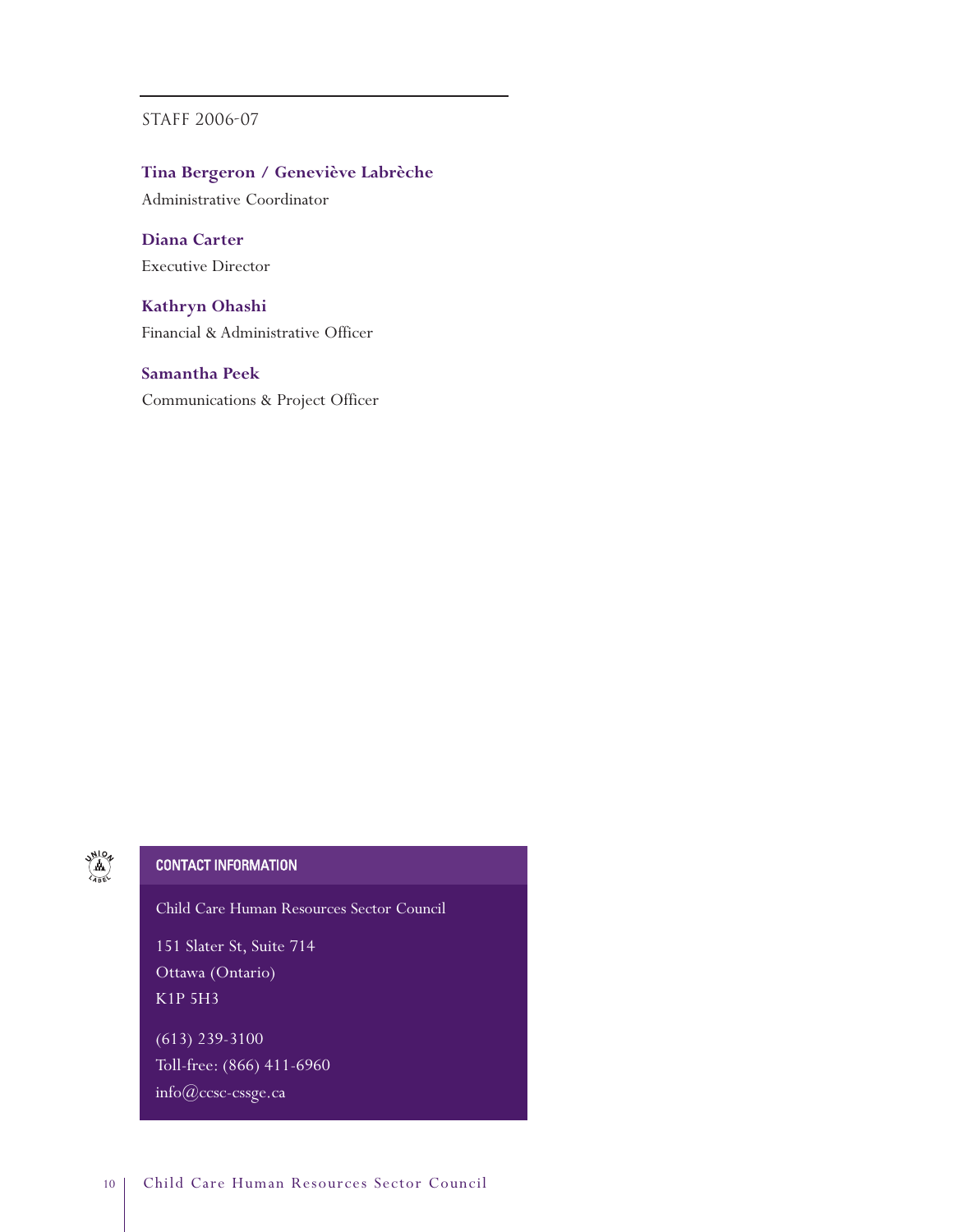## STAFF 2006-07

**Tina Bergeron / Geneviève Labrèche**
Administrative Coordinator

**Diana Carter**
Executive Director

**Kathryn Ohashi**
Financial & Administrative Officer

**Samantha Peek**
Communications & Project Officer

### CONTACT INFORMATION

Child Care Human Resources Sector Council

151 Slater St, Suite 714
Ottawa (Ontario)
K1P 5H3

(613) 239-3100
Toll-free: (866) 411-6960
info@ccsc-cssge.ca